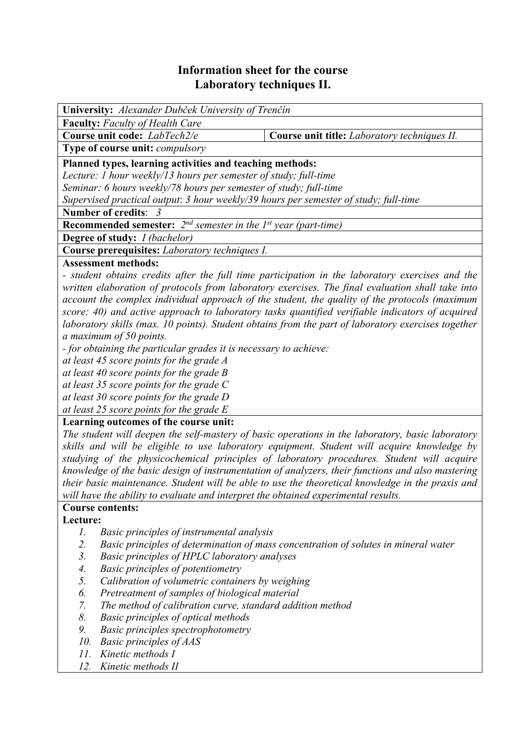# Information sheet for the course
# Laboratory techniques II.

**University:** *Alexander Dubček University of Trenčín*

**Faculty:** *Faculty of Health Care*

| **Course unit code:** *LabTech2/e* | **Course unit title:** *Laboratory techniques II.* |
|---|---|

**Type of course unit:** *compulsory*

**Planned types, learning activities and teaching methods:**
*Lecture: 1 hour weekly/13 hours per semester of study; full-time*
*Seminar: 6 hours weekly/78 hours per semester of study; full-time*
*Supervised practical output: 3 hour weekly/39 hours per semester of study; full-time*

**Number of credits**: *3*

**Recommended semester:** *2nd semester in the 1st year (part-time)*

**Degree of study:** *I (bachelor)*

**Course prerequisites:** *Laboratory techniques I.*

**Assessment methods:**
*- student obtains credits after the full time participation in the laboratory exercises and the written elaboration of protocols from laboratory exercises. The final evaluation shall take into account the complex individual approach of the student, the quality of the protocols (maximum score: 40) and active approach to laboratory tasks quantified verifiable indicators of acquired laboratory skills (max. 10 points). Student obtains from the part of laboratory exercises together a maximum of 50 points.*
*- for obtaining the particular grades it is necessary to achieve:*
*at least 45 score points for the grade A*
*at least 40 score points for the grade B*
*at least 35 score points for the grade C*
*at least 30 score points for the grade D*
*at least 25 score points for the grade E*

**Learning outcomes of the course unit:**
*The student will deepen the self-mastery of basic operations in the laboratory, basic laboratory skills and will be eligible to use laboratory equipment. Student will acquire knowledge by studying of the physicochemical principles of laboratory procedures. Student will acquire knowledge of the basic design of instrumentation of analyzers, their functions and also mastering their basic maintenance. Student will be able to use the theoretical knowledge in the praxis and will have the ability to evaluate and interpret the obtained experimental results.*

**Course contents:**

**Lecture:**

1. *Basic principles of instrumental analysis*
2. *Basic principles of determination of mass concentration of solutes in mineral water*
3. *Basic principles of HPLC laboratory analyses*
4. *Basic principles of potentiometry*
5. *Calibration of volumetric containers by weighing*
6. *Pretreatment of samples of biological material*
7. *The method of calibration curve, standard addition method*
8. *Basic principles of optical methods*
9. *Basic principles spectrophotometry*
10. *Basic principles of AAS*
11. *Kinetic methods I*
12. *Kinetic methods II*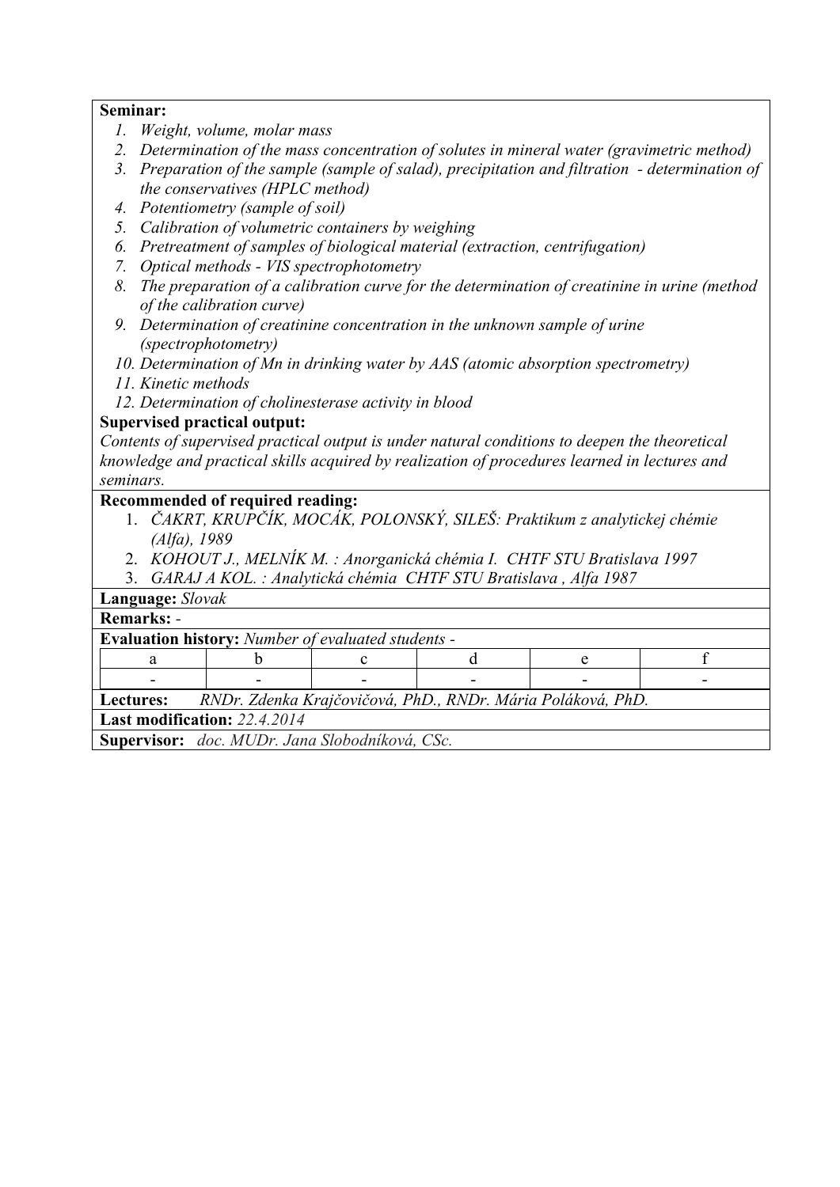**Seminar:**

1. *Weight, volume, molar mass*
2. *Determination of the mass concentration of solutes in mineral water (gravimetric method)*
3. *Preparation of the sample (sample of salad), precipitation and filtration - determination of the conservatives (HPLC method)*
4. *Potentiometry (sample of soil)*
5. *Calibration of volumetric containers by weighing*
6. *Pretreatment of samples of biological material (extraction, centrifugation)*
7. *Optical methods - VIS spectrophotometry*
8. *The preparation of a calibration curve for the determination of creatinine in urine (method of the calibration curve)*
9. *Determination of creatinine concentration in the unknown sample of urine (spectrophotometry)*
10. *Determination of Mn in drinking water by AAS (atomic absorption spectrometry)*
11. *Kinetic methods*
12. *Determination of cholinesterase activity in blood*

**Supervised practical output:**

*Contents of supervised practical output is under natural conditions to deepen the theoretical knowledge and practical skills acquired by realization of procedures learned in lectures and seminars.*

**Recommended of required reading:**

1. *ČAKRT, KRUPČÍK, MOCÁK, POLONSKÝ, SILEŠ: Praktikum z analytickej chémie (Alfa), 1989*
2. *KOHOUT J., MELNÍK M. : Anorganická chémia I. CHTF STU Bratislava 1997*
3. *GARAJ A KOL. : Analytická chémia CHTF STU Bratislava , Alfa 1987*

**Language:** *Slovak*

**Remarks:** -

**Evaluation history:** *Number of evaluated students -*

| a | b | c | d | e | f |
|---|---|---|---|---|---|
| - | - | - | - | - | - |

**Lectures:** *RNDr. Zdenka Krajčovičová, PhD., RNDr. Mária Poláková, PhD.*

**Last modification:** *22.4.2014*

**Supervisor:** *doc. MUDr. Jana Slobodníková, CSc.*